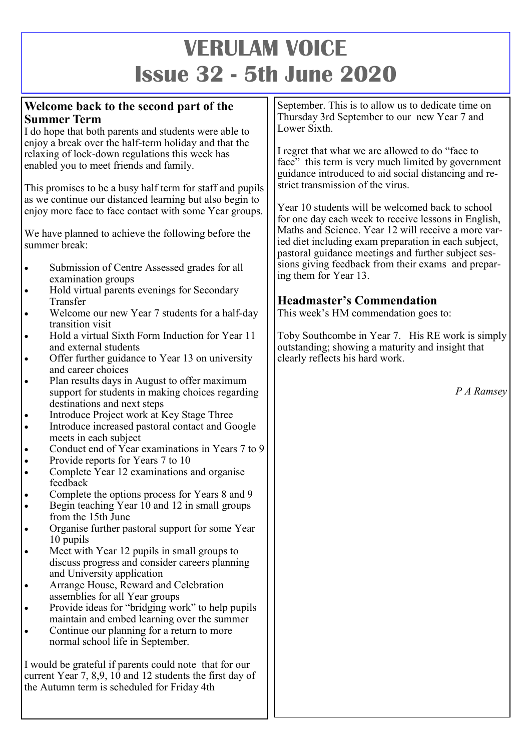# VERULAM VOICE
# Issue 32 - 5th June 2020

## Welcome back to the second part of the Summer Term

I do hope that both parents and students were able to enjoy a break over the half-term holiday and that the relaxing of lock-down regulations this week has enabled you to meet friends and family.

This promises to be a busy half term for staff and pupils as we continue our distanced learning but also begin to enjoy more face to face contact with some Year groups.

We have planned to achieve the following before the summer break:

- Submission of Centre Assessed grades for all examination groups
- Hold virtual parents evenings for Secondary Transfer
- Welcome our new Year 7 students for a half-day transition visit
- Hold a virtual Sixth Form Induction for Year 11 and external students
- Offer further guidance to Year 13 on university and career choices
- Plan results days in August to offer maximum support for students in making choices regarding destinations and next steps
- Introduce Project work at Key Stage Three
- Introduce increased pastoral contact and Google meets in each subject
- Conduct end of Year examinations in Years 7 to 9
- Provide reports for Years 7 to 10
- Complete Year 12 examinations and organise feedback
- Complete the options process for Years 8 and 9
- Begin teaching Year 10 and 12 in small groups from the 15th June
- Organise further pastoral support for some Year 10 pupils
- Meet with Year 12 pupils in small groups to discuss progress and consider careers planning and University application
- Arrange House, Reward and Celebration assemblies for all Year groups
- Provide ideas for "bridging work" to help pupils maintain and embed learning over the summer
- Continue our planning for a return to more normal school life in September.

I would be grateful if parents could note that for our current Year 7, 8,9, 10 and 12 students the first day of the Autumn term is scheduled for Friday 4th September. This is to allow us to dedicate time on Thursday 3rd September to our new Year 7 and Lower Sixth.

I regret that what we are allowed to do "face to face" this term is very much limited by government guidance introduced to aid social distancing and restrict transmission of the virus.

Year 10 students will be welcomed back to school for one day each week to receive lessons in English, Maths and Science. Year 12 will receive a more varied diet including exam preparation in each subject, pastoral guidance meetings and further subject sessions giving feedback from their exams and preparing them for Year 13.

## Headmaster's Commendation

This week's HM commendation goes to:

Toby Southcombe in Year 7. His RE work is simply outstanding; showing a maturity and insight that clearly reflects his hard work.

*P A Ramsey*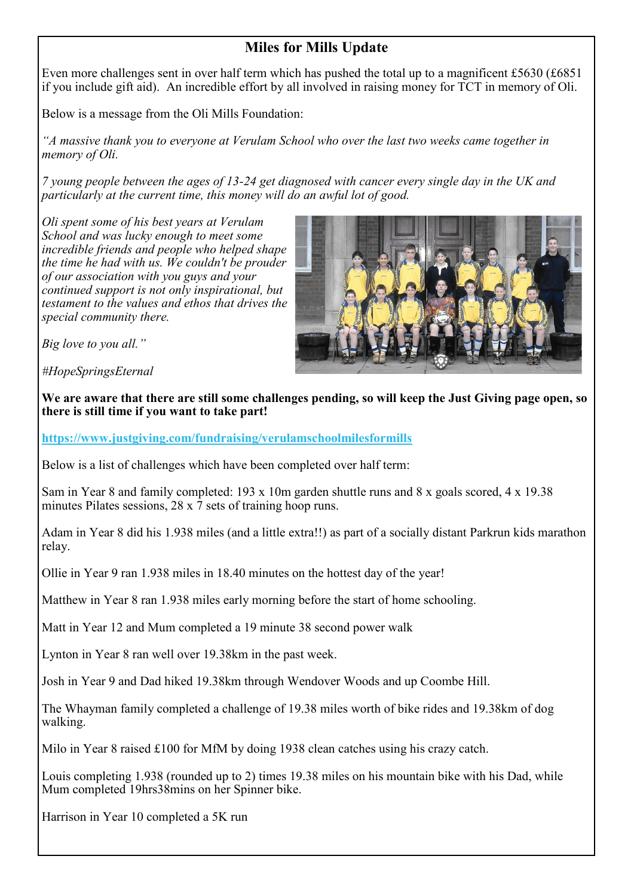## Miles for Mills Update

Even more challenges sent in over half term which has pushed the total up to a magnificent £5630 (£6851 if you include gift aid). An incredible effort by all involved in raising money for TCT in memory of Oli.

Below is a message from the Oli Mills Foundation:

*"A massive thank you to everyone at Verulam School who over the last two weeks came together in memory of Oli.*

*7 young people between the ages of 13-24 get diagnosed with cancer every single day in the UK and particularly at the current time, this money will do an awful lot of good.*

*Oli spent some of his best years at Verulam School and was lucky enough to meet some incredible friends and people who helped shape the time he had with us. We couldn't be prouder of our association with you guys and your continued support is not only inspirational, but testament to the values and ethos that drives the special community there.*

*Big love to you all."*

*#HopeSpringsEternal*

**We are aware that there are still some challenges pending, so will keep the Just Giving page open, so there is still time if you want to take part!**

https://www.justgiving.com/fundraising/verulamschoolmilesformills

Below is a list of challenges which have been completed over half term:

Sam in Year 8 and family completed: 193 x 10m garden shuttle runs and 8 x goals scored, 4 x 19.38 minutes Pilates sessions, 28 x 7 sets of training hoop runs.

Adam in Year 8 did his 1.938 miles (and a little extra!!) as part of a socially distant Parkrun kids marathon relay.

Ollie in Year 9 ran 1.938 miles in 18.40 minutes on the hottest day of the year!

Matthew in Year 8 ran 1.938 miles early morning before the start of home schooling.

Matt in Year 12 and Mum completed a 19 minute 38 second power walk

Lynton in Year 8 ran well over 19.38km in the past week.

Josh in Year 9 and Dad hiked 19.38km through Wendover Woods and up Coombe Hill.

The Whayman family completed a challenge of 19.38 miles worth of bike rides and 19.38km of dog walking.

Milo in Year 8 raised £100 for MfM by doing 1938 clean catches using his crazy catch.

Louis completing 1.938 (rounded up to 2) times 19.38 miles on his mountain bike with his Dad, while Mum completed 19hrs38mins on her Spinner bike.

Harrison in Year 10 completed a 5K run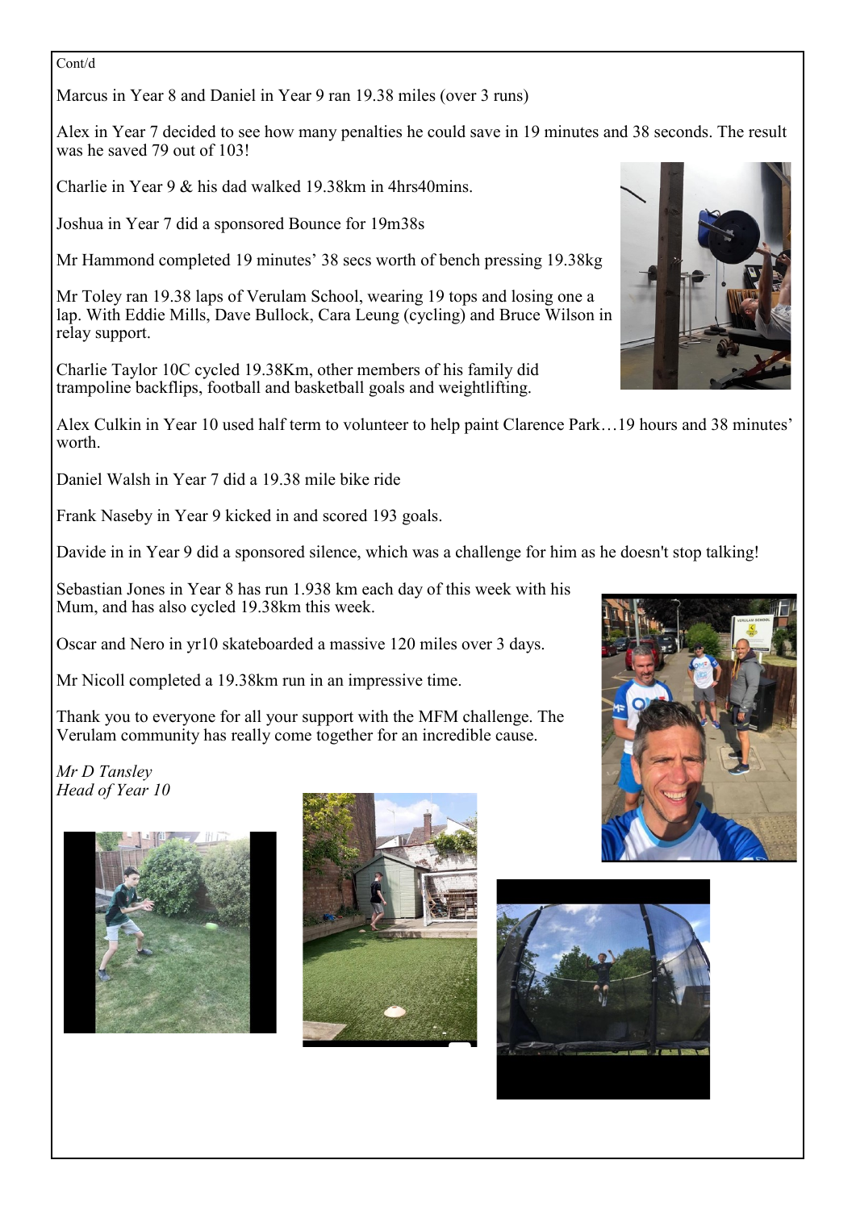Cont/d

Marcus in Year 8 and Daniel in Year 9 ran 19.38 miles (over 3 runs)

Alex in Year 7 decided to see how many penalties he could save in 19 minutes and 38 seconds. The result was he saved 79 out of 103!

Charlie in Year 9 & his dad walked 19.38km in 4hrs40mins.

Joshua in Year 7 did a sponsored Bounce for 19m38s

Mr Hammond completed 19 minutes' 38 secs worth of bench pressing 19.38kg

Mr Toley ran 19.38 laps of Verulam School, wearing 19 tops and losing one a lap. With Eddie Mills, Dave Bullock, Cara Leung (cycling) and Bruce Wilson in relay support.

Charlie Taylor 10C cycled 19.38Km, other members of his family did trampoline backflips, football and basketball goals and weightlifting.

Alex Culkin in Year 10 used half term to volunteer to help paint Clarence Park…19 hours and 38 minutes' worth.

Daniel Walsh in Year 7 did a 19.38 mile bike ride

Frank Naseby in Year 9 kicked in and scored 193 goals.

Davide in in Year 9 did a sponsored silence, which was a challenge for him as he doesn't stop talking!

Sebastian Jones in Year 8 has run 1.938 km each day of this week with his Mum, and has also cycled 19.38km this week.

Oscar and Nero in yr10 skateboarded a massive 120 miles over 3 days.

Mr Nicoll completed a 19.38km run in an impressive time.

Thank you to everyone for all your support with the MFM challenge. The Verulam community has really come together for an incredible cause.

*Mr D Tansley*
*Head of Year 10*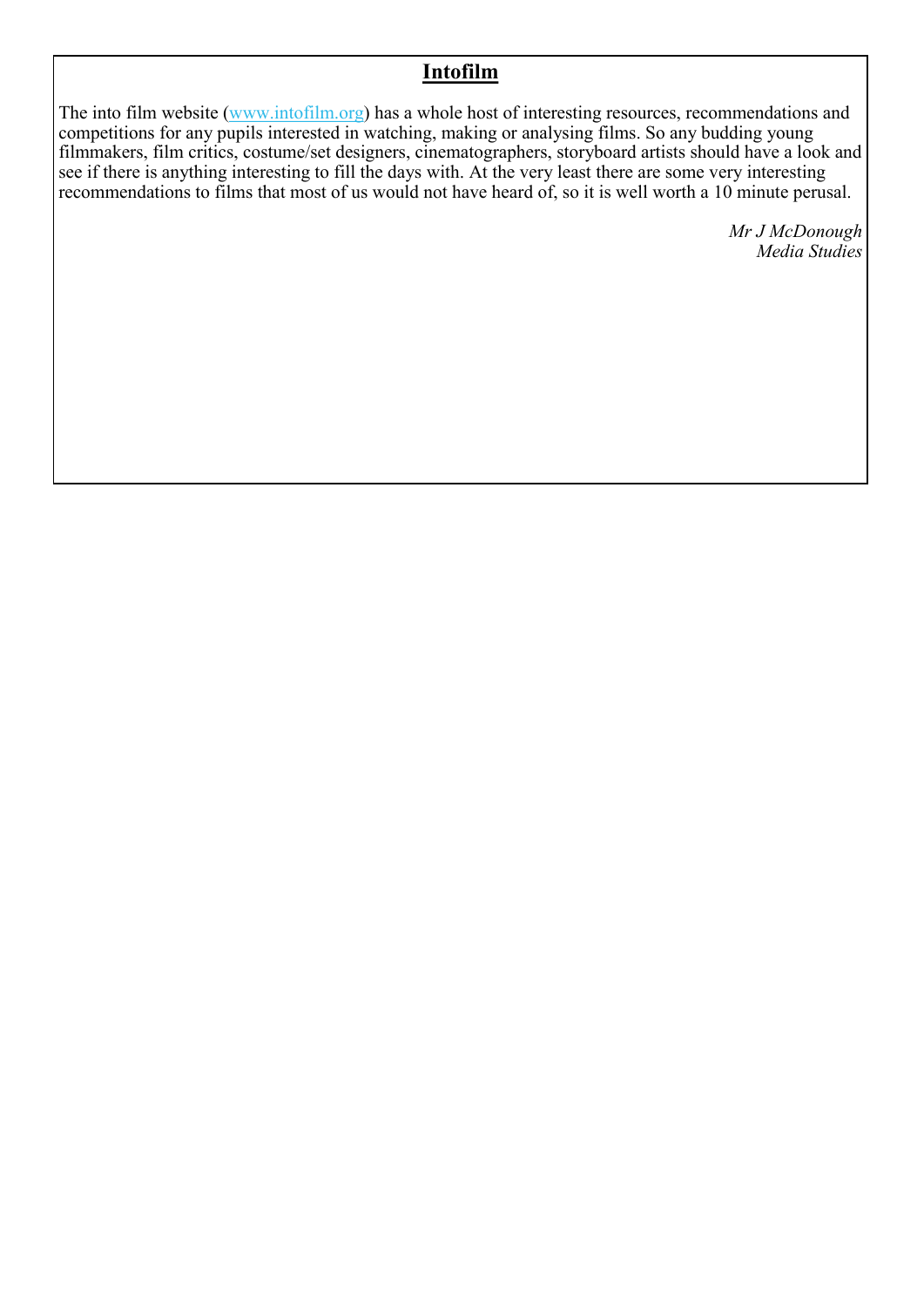## Intofilm

The into film website (www.intofilm.org) has a whole host of interesting resources, recommendations and competitions for any pupils interested in watching, making or analysing films. So any budding young filmmakers, film critics, costume/set designers, cinematographers, storyboard artists should have a look and see if there is anything interesting to fill the days with. At the very least there are some very interesting recommendations to films that most of us would not have heard of, so it is well worth a 10 minute perusal.

*Mr J McDonough*
*Media Studies*